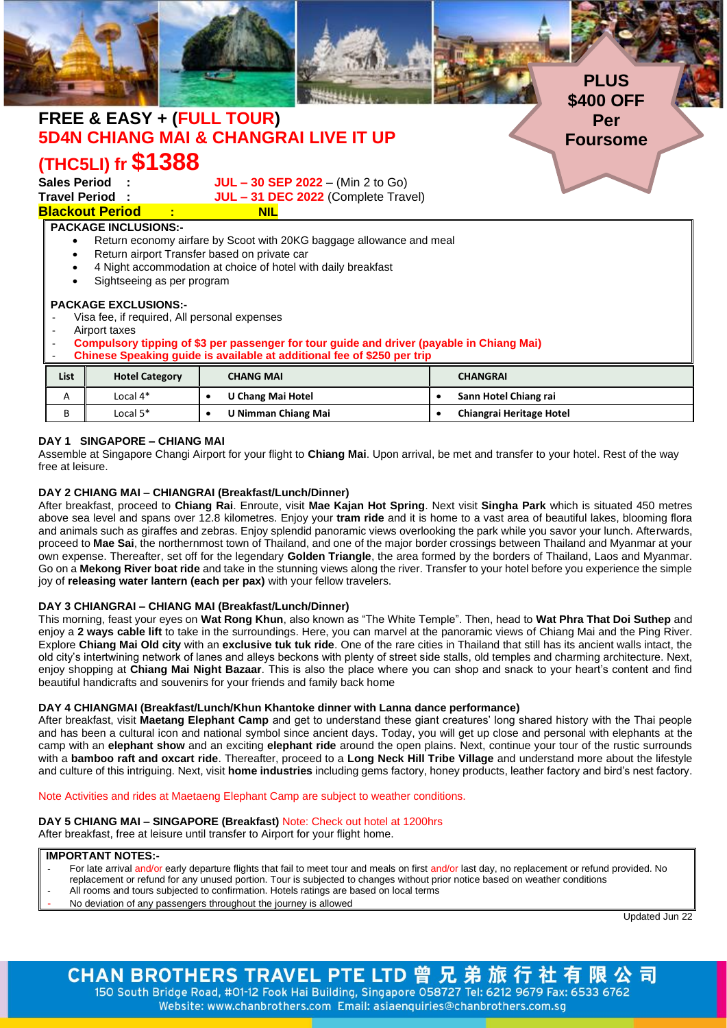**PLUS $400 OFF Per Foursome**

# FREE & EASY + (FULL TOUR)
# 5D4N CHIANG MAI & CHANGRAI LIVE IT UP
# (THC5LI) fr $1388

**Sales Period :** JUL – 30 SEP 2022 – (Min 2 to Go)
**Travel Period :** JUL – 31 DEC 2022 (Complete Travel)
**Blackout Period : NIL**

**PACKAGE INCLUSIONS:-**

- Return economy airfare by Scoot with 20KG baggage allowance and meal
- Return airport Transfer based on private car
- 4 Night accommodation at choice of hotel with daily breakfast
- Sightseeing as per program

**PACKAGE EXCLUSIONS:-**

- Visa fee, if required, All personal expenses
- Airport taxes
- **Compulsory tipping of $3 per passenger for tour guide and driver (payable in Chiang Mai)**
- **Chinese Speaking guide is available at additional fee of $250 per trip**

| List | Hotel Category | CHANG MAI | CHANGRAI |
|---|---|---|---|
| A | Local 4* | • U Chang Mai Hotel | • Sann Hotel Chiang rai |
| B | Local 5* | • U Nimman Chiang Mai | • Chiangrai Heritage Hotel |

**DAY 1 SINGAPORE – CHIANG MAI**
Assemble at Singapore Changi Airport for your flight to **Chiang Mai**. Upon arrival, be met and transfer to your hotel. Rest of the way free at leisure.

**DAY 2 CHIANG MAI – CHIANGRAI (Breakfast/Lunch/Dinner)**
After breakfast, proceed to **Chiang Rai**. Enroute, visit **Mae Kajan Hot Spring**. Next visit **Singha Park** which is situated 450 metres above sea level and spans over 12.8 kilometres. Enjoy your **tram ride** and it is home to a vast area of beautiful lakes, blooming flora and animals such as giraffes and zebras. Enjoy splendid panoramic views overlooking the park while you savor your lunch. Afterwards, proceed to **Mae Sai**, the northernmost town of Thailand, and one of the major border crossings between Thailand and Myanmar at your own expense. Thereafter, set off for the legendary **Golden Triangle**, the area formed by the borders of Thailand, Laos and Myanmar. Go on a **Mekong River boat ride** and take in the stunning views along the river. Transfer to your hotel before you experience the simple joy of **releasing water lantern (each per pax)** with your fellow travelers.

**DAY 3 CHIANGRAI – CHIANG MAI (Breakfast/Lunch/Dinner)**
This morning, feast your eyes on **Wat Rong Khun**, also known as "The White Temple". Then, head to **Wat Phra That Doi Suthep** and enjoy a **2 ways cable lift** to take in the surroundings. Here, you can marvel at the panoramic views of Chiang Mai and the Ping River. Explore **Chiang Mai Old city** with an **exclusive tuk tuk ride**. One of the rare cities in Thailand that still has its ancient walls intact, the old city's intertwining network of lanes and alleys beckons with plenty of street side stalls, old temples and charming architecture. Next, enjoy shopping at **Chiang Mai Night Bazaar**. This is also the place where you can shop and snack to your heart's content and find beautiful handicrafts and souvenirs for your friends and family back home

**DAY 4 CHIANGMAI (Breakfast/Lunch/Khun Khantoke dinner with Lanna dance performance)**
After breakfast, visit **Maetang Elephant Camp** and get to understand these giant creatures' long shared history with the Thai people and has been a cultural icon and national symbol since ancient days. Today, you will get up close and personal with elephants at the camp with an **elephant show** and an exciting **elephant ride** around the open plains. Next, continue your tour of the rustic surrounds with a **bamboo raft and oxcart ride**. Thereafter, proceed to a **Long Neck Hill Tribe Village** and understand more about the lifestyle and culture of this intriguing. Next, visit **home industries** including gems factory, honey products, leather factory and bird's nest factory.

Note Activities and rides at Maetaeng Elephant Camp are subject to weather conditions.

**DAY 5 CHIANG MAI – SINGAPORE (Breakfast)** Note: Check out hotel at 1200hrs
After breakfast, free at leisure until transfer to Airport for your flight home.

**IMPORTANT NOTES:-**

- For late arrival and/or early departure flights that fail to meet tour and meals on first and/or last day, no replacement or refund provided. No replacement or refund for any unused portion. Tour is subjected to changes without prior notice based on weather conditions
- All rooms and tours subjected to confirmation. Hotels ratings are based on local terms
- No deviation of any passengers throughout the journey is allowed

Updated Jun 22

**CHAN BROTHERS TRAVEL PTE LTD 曾兄弟旅行社有限公司**
150 South Bridge Road, #01-12 Fook Hai Building, Singapore 058727 Tel: 6212 9679 Fax: 6533 6762
Website: www.chanbrothers.com Email: asiaenquiries@chanbrothers.com.sg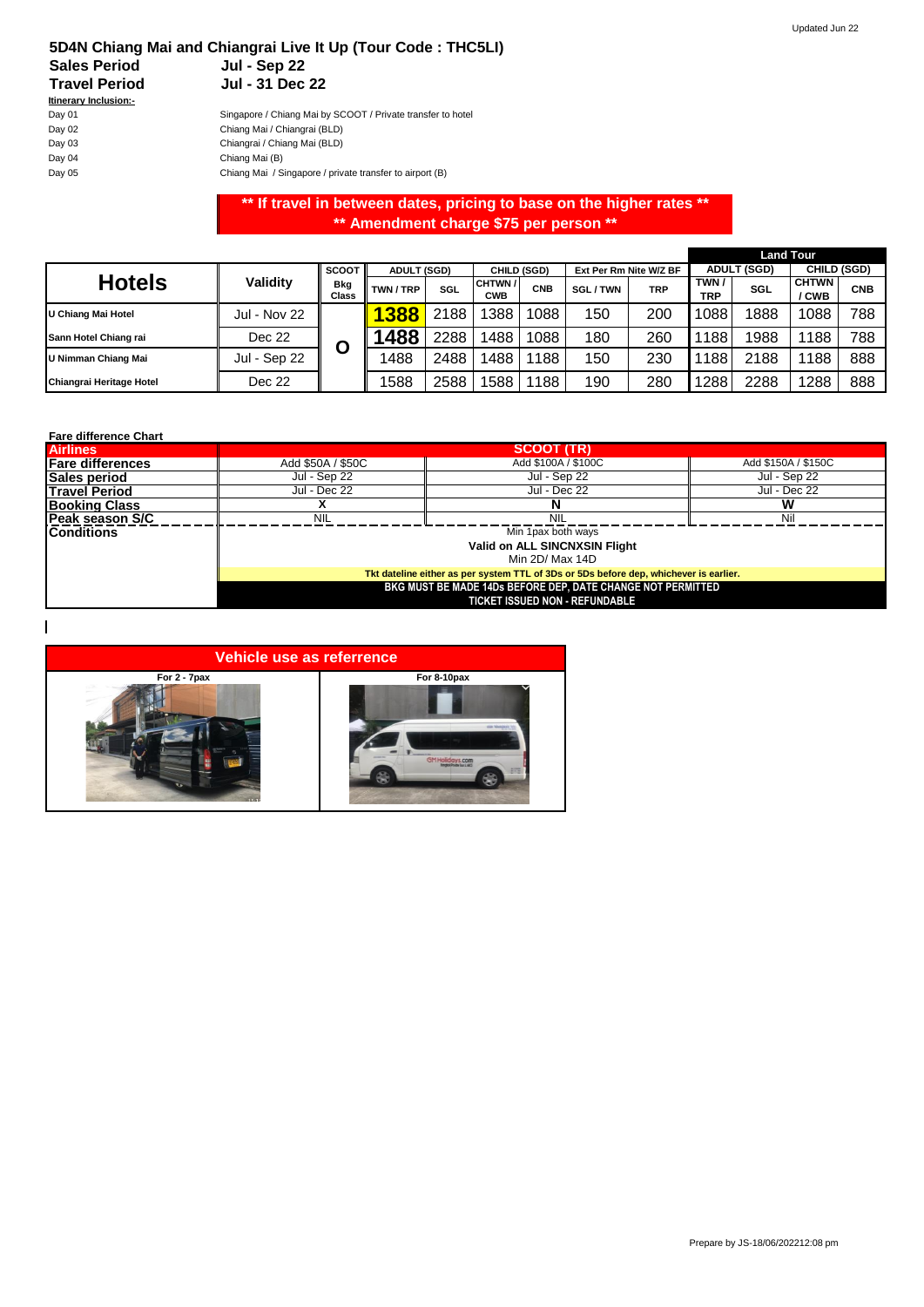Updated Jun 22

## 5D4N Chiang Mai and Chiangrai Live It Up (Tour Code : THC5LI)

**Sales Period** Jul - Sep 22
**Travel Period** Jul - 31 Dec 22

**Itinerary Inclusion:-**

| | |
|---|---|
| Day 01 | Singapore / Chiang Mai by SCOOT / Private transfer to hotel |
| Day 02 | Chiang Mai / Chiangrai (BLD) |
| Day 03 | Chiangrai / Chiang Mai (BLD) |
| Day 04 | Chiang Mai (B) |
| Day 05 | Chiang Mai / Singapore / private transfer to airport (B) |

**\*\* If travel in between dates, pricing to base on the higher rates \*\***
**\*\* Amendment charge $75 per person \*\***

| Hotels | Validity | SCOOT | ADULT (SGD) | | CHILD (SGD) | | Ext Per Rm Nite W/Z BF | | Land Tour ADULT (SGD) | | Land Tour CHILD (SGD) | |
|---|---|---|---|---|---|---|---|---|---|---|---|---|
| | | Bkg Class | TWN / TRP | SGL | CHTWN / CWB | CNB | SGL / TWN | TRP | TWN / TRP | SGL | CHTWN / CWB | CNB |
| U Chiang Mai Hotel | Jul - Nov 22 | O | 1388 | 2188 | 1388 | 1088 | 150 | 200 | 1088 | 1888 | 1088 | 788 |
| Sann Hotel Chiang rai | Dec 22 | O | 1488 | 2288 | 1488 | 1088 | 180 | 260 | 1188 | 1988 | 1188 | 788 |
| U Nimman Chiang Mai | Jul - Sep 22 | O | 1488 | 2488 | 1488 | 1188 | 150 | 230 | 1188 | 2188 | 1188 | 888 |
| Chiangrai Heritage Hotel | Dec 22 | O | 1588 | 2588 | 1588 | 1188 | 190 | 280 | 1288 | 2288 | 1288 | 888 |

**Fare difference Chart**

| Airlines | SCOOT (TR) | | |
|---|---|---|---|
| Fare differences | Add $50A / $50C | Add $100A / $100C | Add $150A / $150C |
| Sales period | Jul - Sep 22 | Jul - Sep 22 | Jul - Sep 22 |
| Travel Period | Jul - Dec 22 | Jul - Dec 22 | Jul - Dec 22 |
| Booking Class | X | N | W |
| Peak season S/C | NIL | NIL | Nil |
| Conditions | Min 1pax both ways<br>**Valid on ALL SINCNXSIN Flight**<br>Min 2D/ Max 14D<br>**Tkt dateline either as per system TTL of 3Ds or 5Ds before dep, whichever is earlier.**<br>**BKG MUST BE MADE 14Ds BEFORE DEP, DATE CHANGE NOT PERMITTED**<br>**TICKET ISSUED NON - REFUNDABLE** | | |

**Vehicle use as referrence**

| For 2 - 7pax | For 8-10pax |
|---|---|

Prepare by JS-18/06/202212:08 pm